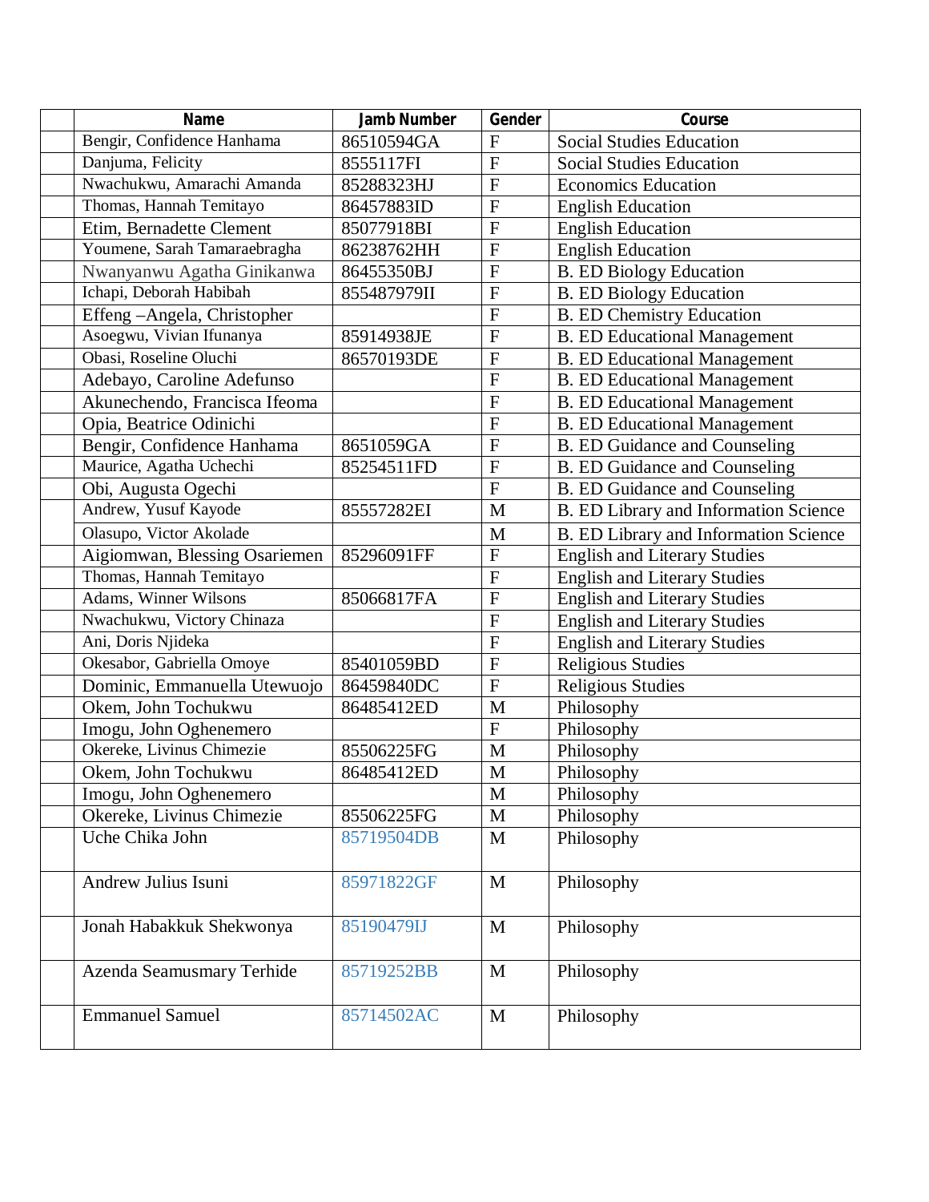|  | Name | Jamb Number | Gender | Course |
|---|---|---|---|---|
|  | Bengir, Confidence Hanhama | 86510594GA | F | Social Studies Education |
|  | Danjuma, Felicity | 8555117FI | F | Social Studies Education |
|  | Nwachukwu, Amarachi Amanda | 85288323HJ | F | Economics Education |
|  | Thomas, Hannah Temitayo | 86457883ID | F | English Education |
|  | Etim, Bernadette Clement | 85077918BI | F | English Education |
|  | Youmene, Sarah Tamaraebragha | 86238762HH | F | English Education |
|  | Nwanyanwu Agatha Ginikanwa | 86455350BJ | F | B. ED Biology Education |
|  | Ichapi, Deborah Habibah | 855487979II | F | B. ED Biology Education |
|  | Effeng –Angela, Christopher |  | F | B. ED Chemistry Education |
|  | Asoegwu, Vivian Ifunanya | 85914938JE | F | B. ED Educational Management |
|  | Obasi, Roseline Oluchi | 86570193DE | F | B. ED Educational Management |
|  | Adebayo, Caroline Adefunso |  | F | B. ED Educational Management |
|  | Akunechendo, Francisca Ifeoma |  | F | B. ED Educational Management |
|  | Opia, Beatrice Odinichi |  | F | B. ED Educational Management |
|  | Bengir, Confidence Hanhama | 8651059GA | F | B. ED Guidance and Counseling |
|  | Maurice, Agatha Uchechi | 85254511FD | F | B. ED Guidance and Counseling |
|  | Obi, Augusta Ogechi |  | F | B. ED Guidance and Counseling |
|  | Andrew, Yusuf Kayode | 85557282EI | M | B. ED Library and Information Science |
|  | Olasupo, Victor Akolade |  | M | B. ED Library and Information Science |
|  | Aigiomwan, Blessing Osariemen | 85296091FF | F | English and Literary Studies |
|  | Thomas, Hannah Temitayo |  | F | English and Literary Studies |
|  | Adams, Winner Wilsons | 85066817FA | F | English and Literary Studies |
|  | Nwachukwu, Victory Chinaza |  | F | English and Literary Studies |
|  | Ani, Doris Njideka |  | F | English and Literary Studies |
|  | Okesabor, Gabriella Omoye | 85401059BD | F | Religious Studies |
|  | Dominic, Emmanuella Utewuojo | 86459840DC | F | Religious Studies |
|  | Okem, John Tochukwu | 86485412ED | M | Philosophy |
|  | Imogu, John Oghenemero |  | F | Philosophy |
|  | Okereke, Livinus Chimezie | 85506225FG | M | Philosophy |
|  | Okem, John Tochukwu | 86485412ED | M | Philosophy |
|  | Imogu, John Oghenemero |  | M | Philosophy |
|  | Okereke, Livinus Chimezie | 85506225FG | M | Philosophy |
|  | Uche Chika John | 85719504DB | M | Philosophy |
|  | Andrew Julius Isuni | 85971822GF | M | Philosophy |
|  | Jonah Habakkuk Shekwonya | 85190479IJ | M | Philosophy |
|  | Azenda Seamusmary Terhide | 85719252BB | M | Philosophy |
|  | Emmanuel Samuel | 85714502AC | M | Philosophy |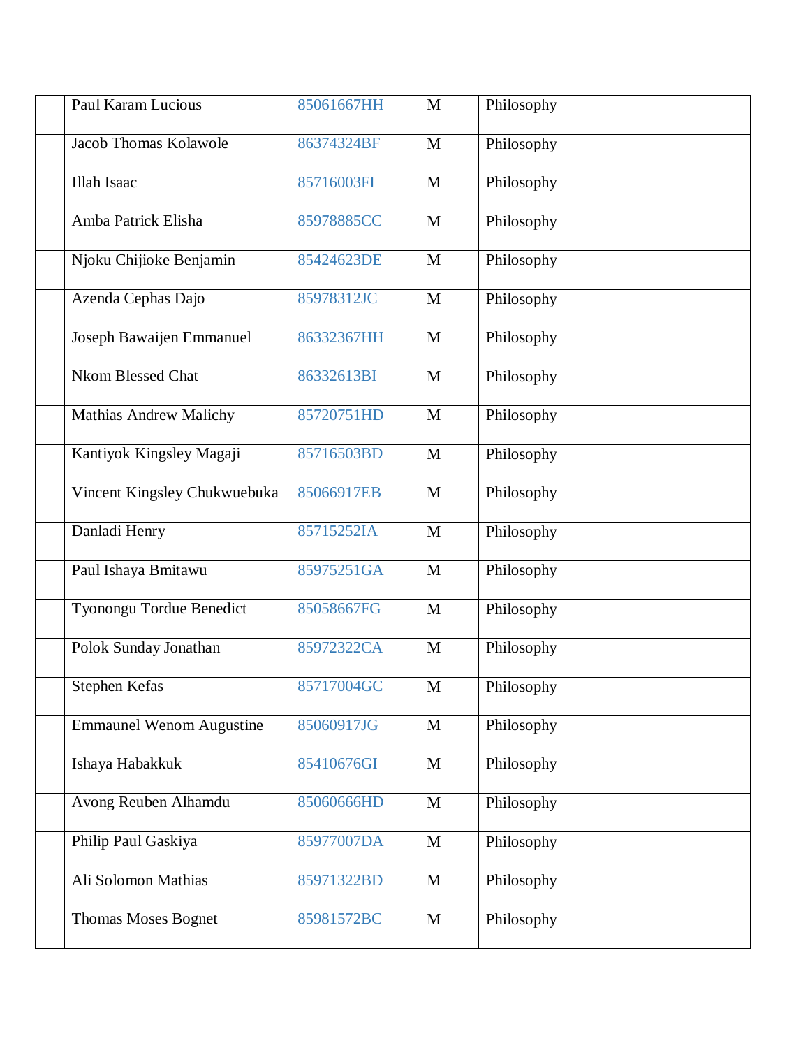| | | | | |
|---|---|---|---|---|
| | Paul Karam Lucious | 85061667HH | M | Philosophy |
| | Jacob Thomas Kolawole | 86374324BF | M | Philosophy |
| | Illah Isaac | 85716003FI | M | Philosophy |
| | Amba Patrick Elisha | 85978885CC | M | Philosophy |
| | Njoku Chijioke Benjamin | 85424623DE | M | Philosophy |
| | Azenda Cephas Dajo | 85978312JC | M | Philosophy |
| | Joseph Bawaijen Emmanuel | 86332367HH | M | Philosophy |
| | Nkom Blessed Chat | 86332613BI | M | Philosophy |
| | Mathias Andrew Malichy | 85720751HD | M | Philosophy |
| | Kantiyok Kingsley Magaji | 85716503BD | M | Philosophy |
| | Vincent Kingsley Chukwuebuka | 85066917EB | M | Philosophy |
| | Danladi Henry | 85715252IA | M | Philosophy |
| | Paul Ishaya Bmitawu | 85975251GA | M | Philosophy |
| | Tyonongu Tordue Benedict | 85058667FG | M | Philosophy |
| | Polok Sunday Jonathan | 85972322CA | M | Philosophy |
| | Stephen Kefas | 85717004GC | M | Philosophy |
| | Emmaunel Wenom Augustine | 85060917JG | M | Philosophy |
| | Ishaya Habakkuk | 85410676GI | M | Philosophy |
| | Avong Reuben Alhamdu | 85060666HD | M | Philosophy |
| | Philip Paul Gaskiya | 85977007DA | M | Philosophy |
| | Ali Solomon Mathias | 85971322BD | M | Philosophy |
| | Thomas Moses Bognet | 85981572BC | M | Philosophy |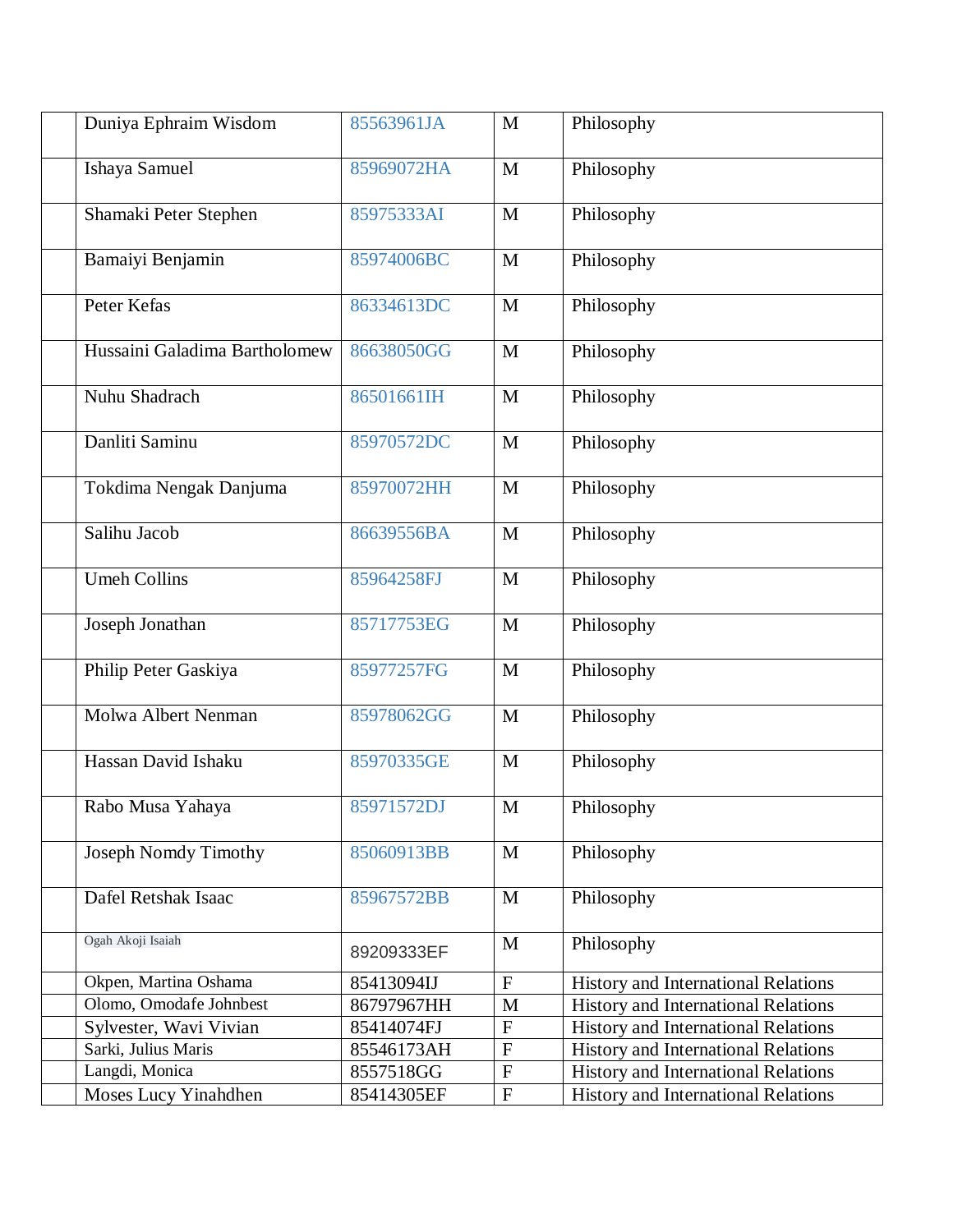| | | | | |
|---|---|---|---|---|
| | Duniya Ephraim Wisdom | 85563961JA | M | Philosophy |
| | Ishaya Samuel | 85969072HA | M | Philosophy |
| | Shamaki Peter Stephen | 85975333AI | M | Philosophy |
| | Bamaiyi Benjamin | 85974006BC | M | Philosophy |
| | Peter Kefas | 86334613DC | M | Philosophy |
| | Hussaini Galadima Bartholomew | 86638050GG | M | Philosophy |
| | Nuhu Shadrach | 86501661IH | M | Philosophy |
| | Danliti Saminu | 85970572DC | M | Philosophy |
| | Tokdima Nengak Danjuma | 85970072HH | M | Philosophy |
| | Salihu Jacob | 86639556BA | M | Philosophy |
| | Umeh Collins | 85964258FJ | M | Philosophy |
| | Joseph Jonathan | 85717753EG | M | Philosophy |
| | Philip Peter Gaskiya | 85977257FG | M | Philosophy |
| | Molwa Albert Nenman | 85978062GG | M | Philosophy |
| | Hassan David Ishaku | 85970335GE | M | Philosophy |
| | Rabo Musa Yahaya | 85971572DJ | M | Philosophy |
| | Joseph Nomdy Timothy | 85060913BB | M | Philosophy |
| | Dafel Retshak Isaac | 85967572BB | M | Philosophy |
| | Ogah Akoji Isaiah | 89209333EF | M | Philosophy |
| | Okpen, Martina Oshama | 85413094IJ | F | History and International Relations |
| | Olomo, Omodafe Johnbest | 86797967HH | M | History and International Relations |
| | Sylvester, Wavi Vivian | 85414074FJ | F | History and International Relations |
| | Sarki, Julius Maris | 85546173AH | F | History and International Relations |
| | Langdi, Monica | 8557518GG | F | History and International Relations |
| | Moses Lucy Yinahdhen | 85414305EF | F | History and International Relations |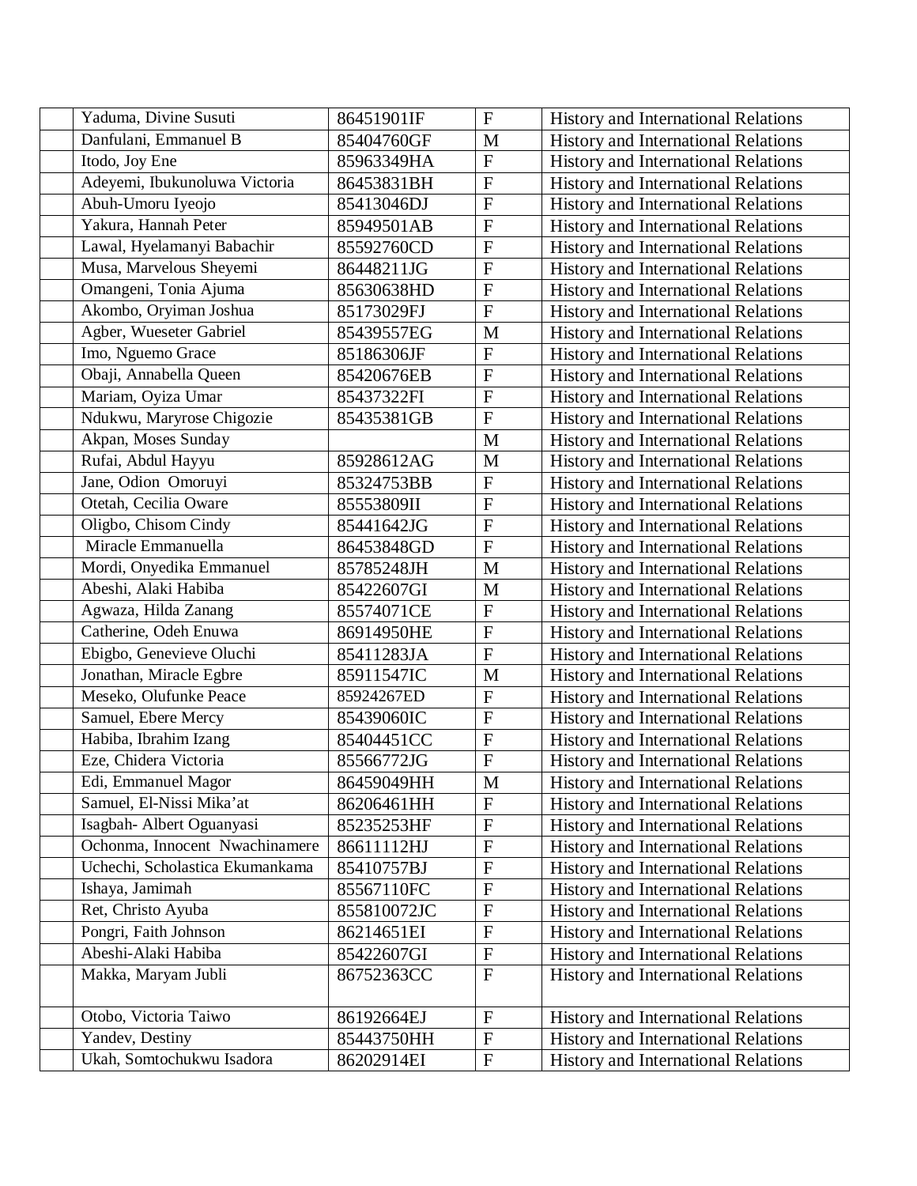| | | | | |
|---|---|---|---|---|
| | Yaduma, Divine Susuti | 86451901IF | F | History and International Relations |
| | Danfulani, Emmanuel B | 85404760GF | M | History and International Relations |
| | Itodo, Joy Ene | 85963349HA | F | History and International Relations |
| | Adeyemi, Ibukunoluwa Victoria | 86453831BH | F | History and International Relations |
| | Abuh-Umoru Iyeojo | 85413046DJ | F | History and International Relations |
| | Yakura, Hannah Peter | 85949501AB | F | History and International Relations |
| | Lawal, Hyelamanyi Babachir | 85592760CD | F | History and International Relations |
| | Musa, Marvelous Sheyemi | 86448211JG | F | History and International Relations |
| | Omangeni, Tonia Ajuma | 85630638HD | F | History and International Relations |
| | Akombo, Oryiman Joshua | 85173029FJ | F | History and International Relations |
| | Agber, Wueseter Gabriel | 85439557EG | M | History and International Relations |
| | Imo, Nguemo Grace | 85186306JF | F | History and International Relations |
| | Obaji, Annabella Queen | 85420676EB | F | History and International Relations |
| | Mariam, Oyiza Umar | 85437322FI | F | History and International Relations |
| | Ndukwu, Maryrose Chigozie | 85435381GB | F | History and International Relations |
| | Akpan, Moses Sunday | | M | History and International Relations |
| | Rufai, Abdul Hayyu | 85928612AG | M | History and International Relations |
| | Jane, Odion Omoruyi | 85324753BB | F | History and International Relations |
| | Otetah, Cecilia Oware | 85553809II | F | History and International Relations |
| | Oligbo, Chisom Cindy | 85441642JG | F | History and International Relations |
| | Miracle Emmanuella | 86453848GD | F | History and International Relations |
| | Mordi, Onyedika Emmanuel | 85785248JH | M | History and International Relations |
| | Abeshi, Alaki Habiba | 85422607GI | M | History and International Relations |
| | Agwaza, Hilda Zanang | 85574071CE | F | History and International Relations |
| | Catherine, Odeh Enuwa | 86914950HE | F | History and International Relations |
| | Ebigbo, Genevieve Oluchi | 85411283JA | F | History and International Relations |
| | Jonathan, Miracle Egbre | 85911547IC | M | History and International Relations |
| | Meseko, Olufunke Peace | 85924267ED | F | History and International Relations |
| | Samuel, Ebere Mercy | 85439060IC | F | History and International Relations |
| | Habiba, Ibrahim Izang | 85404451CC | F | History and International Relations |
| | Eze, Chidera Victoria | 85566772JG | F | History and International Relations |
| | Edi, Emmanuel Magor | 86459049HH | M | History and International Relations |
| | Samuel, El-Nissi Mika'at | 86206461HH | F | History and International Relations |
| | Isagbah- Albert Oguanyasi | 85235253HF | F | History and International Relations |
| | Ochonma, Innocent Nwachinamere | 86611112HJ | F | History and International Relations |
| | Uchechi, Scholastica Ekumankama | 85410757BJ | F | History and International Relations |
| | Ishaya, Jamimah | 85567110FC | F | History and International Relations |
| | Ret, Christo Ayuba | 855810072JC | F | History and International Relations |
| | Pongri, Faith Johnson | 86214651EI | F | History and International Relations |
| | Abeshi-Alaki Habiba | 85422607GI | F | History and International Relations |
| | Makka, Maryam Jubli | 86752363CC | F | History and International Relations |
| | Otobo, Victoria Taiwo | 86192664EJ | F | History and International Relations |
| | Yandev, Destiny | 85443750HH | F | History and International Relations |
| | Ukah, Somtochukwu Isadora | 86202914EI | F | History and International Relations |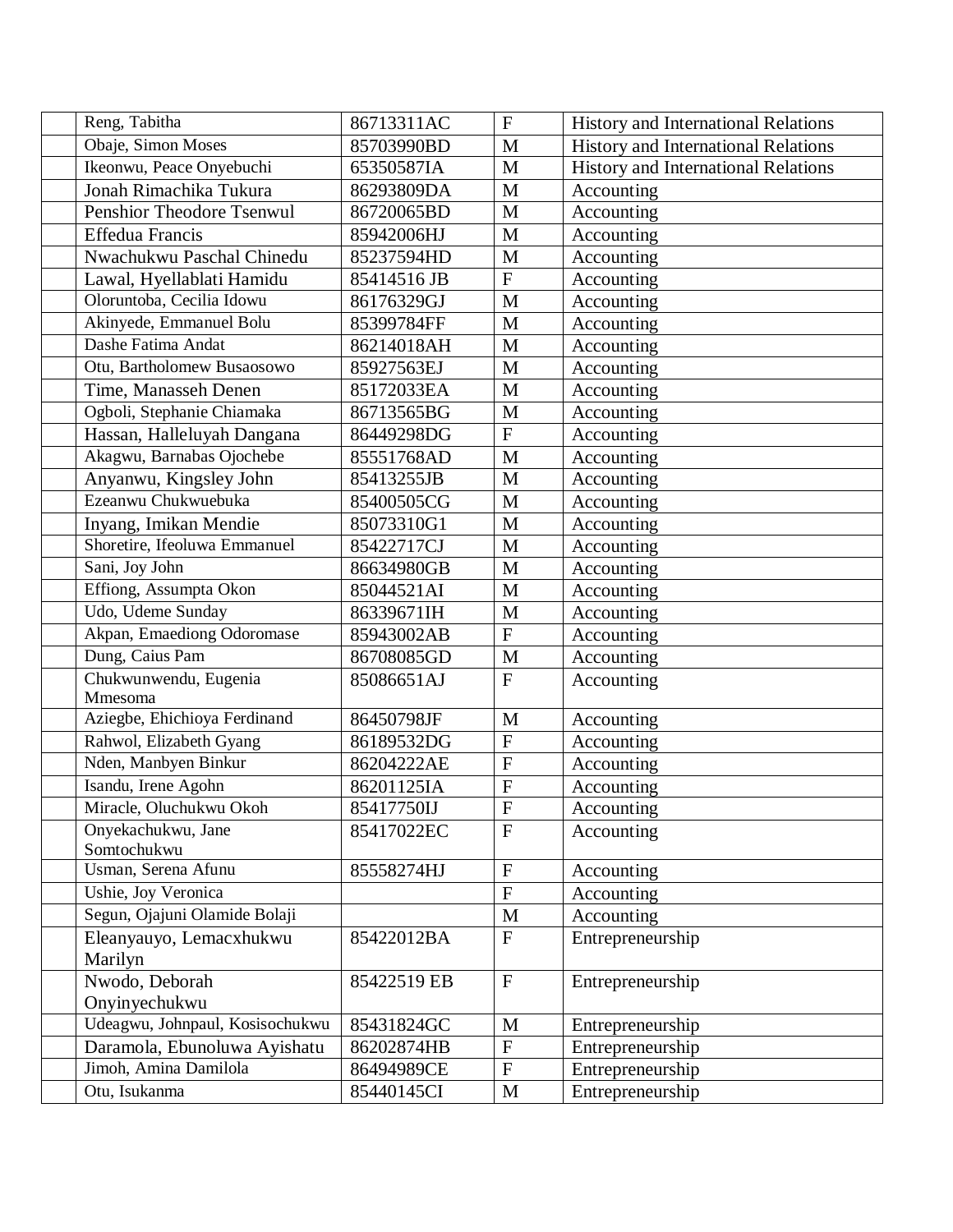|  |  |  |  |  |
|---|---|---|---|---|
|  | Reng, Tabitha | 86713311AC | F | History and International Relations |
|  | Obaje, Simon Moses | 85703990BD | M | History and International Relations |
|  | Ikeonwu, Peace Onyebuchi | 65350587IA | M | History and International Relations |
|  | Jonah Rimachika Tukura | 86293809DA | M | Accounting |
|  | Penshior Theodore Tsenwul | 86720065BD | M | Accounting |
|  | Effedua Francis | 85942006HJ | M | Accounting |
|  | Nwachukwu Paschal Chinedu | 85237594HD | M | Accounting |
|  | Lawal, Hyellablati Hamidu | 85414516 JB | F | Accounting |
|  | Oloruntoba, Cecilia Idowu | 86176329GJ | M | Accounting |
|  | Akinyede, Emmanuel Bolu | 85399784FF | M | Accounting |
|  | Dashe Fatima Andat | 86214018AH | M | Accounting |
|  | Otu, Bartholomew Busaosowo | 85927563EJ | M | Accounting |
|  | Time, Manasseh Denen | 85172033EA | M | Accounting |
|  | Ogboli, Stephanie Chiamaka | 86713565BG | M | Accounting |
|  | Hassan, Halleluyah Dangana | 86449298DG | F | Accounting |
|  | Akagwu, Barnabas Ojochebe | 85551768AD | M | Accounting |
|  | Anyanwu, Kingsley John | 85413255JB | M | Accounting |
|  | Ezeanwu Chukwuebuka | 85400505CG | M | Accounting |
|  | Inyang, Imikan Mendie | 85073310G1 | M | Accounting |
|  | Shoretire, Ifeoluwa Emmanuel | 85422717CJ | M | Accounting |
|  | Sani, Joy John | 86634980GB | M | Accounting |
|  | Effiong, Assumpta Okon | 85044521AI | M | Accounting |
|  | Udo, Udeme Sunday | 86339671IH | M | Accounting |
|  | Akpan, Emaediong Odoromase | 85943002AB | F | Accounting |
|  | Dung, Caius Pam | 86708085GD | M | Accounting |
|  | Chukwunwendu, Eugenia Mmesoma | 85086651AJ | F | Accounting |
|  | Aziegbe, Ehichioya Ferdinand | 86450798JF | M | Accounting |
|  | Rahwol, Elizabeth Gyang | 86189532DG | F | Accounting |
|  | Nden, Manbyen Binkur | 86204222AE | F | Accounting |
|  | Isandu, Irene Agohn | 86201125IA | F | Accounting |
|  | Miracle, Oluchukwu Okoh | 85417750IJ | F | Accounting |
|  | Onyekachukwu, Jane Somtochukwu | 85417022EC | F | Accounting |
|  | Usman, Serena Afunu | 85558274HJ | F | Accounting |
|  | Ushie, Joy Veronica |  | F | Accounting |
|  | Segun, Ojajuni Olamide Bolaji |  | M | Accounting |
|  | Eleanyauyo, Lemacxhukwu Marilyn | 85422012BA | F | Entrepreneurship |
|  | Nwodo, Deborah Onyinyechukwu | 85422519 EB | F | Entrepreneurship |
|  | Udeagwu, Johnpaul, Kosisochukwu | 85431824GC | M | Entrepreneurship |
|  | Daramola, Ebunoluwa Ayishatu | 86202874HB | F | Entrepreneurship |
|  | Jimoh, Amina Damilola | 86494989CE | F | Entrepreneurship |
|  | Otu, Isukanma | 85440145CI | M | Entrepreneurship |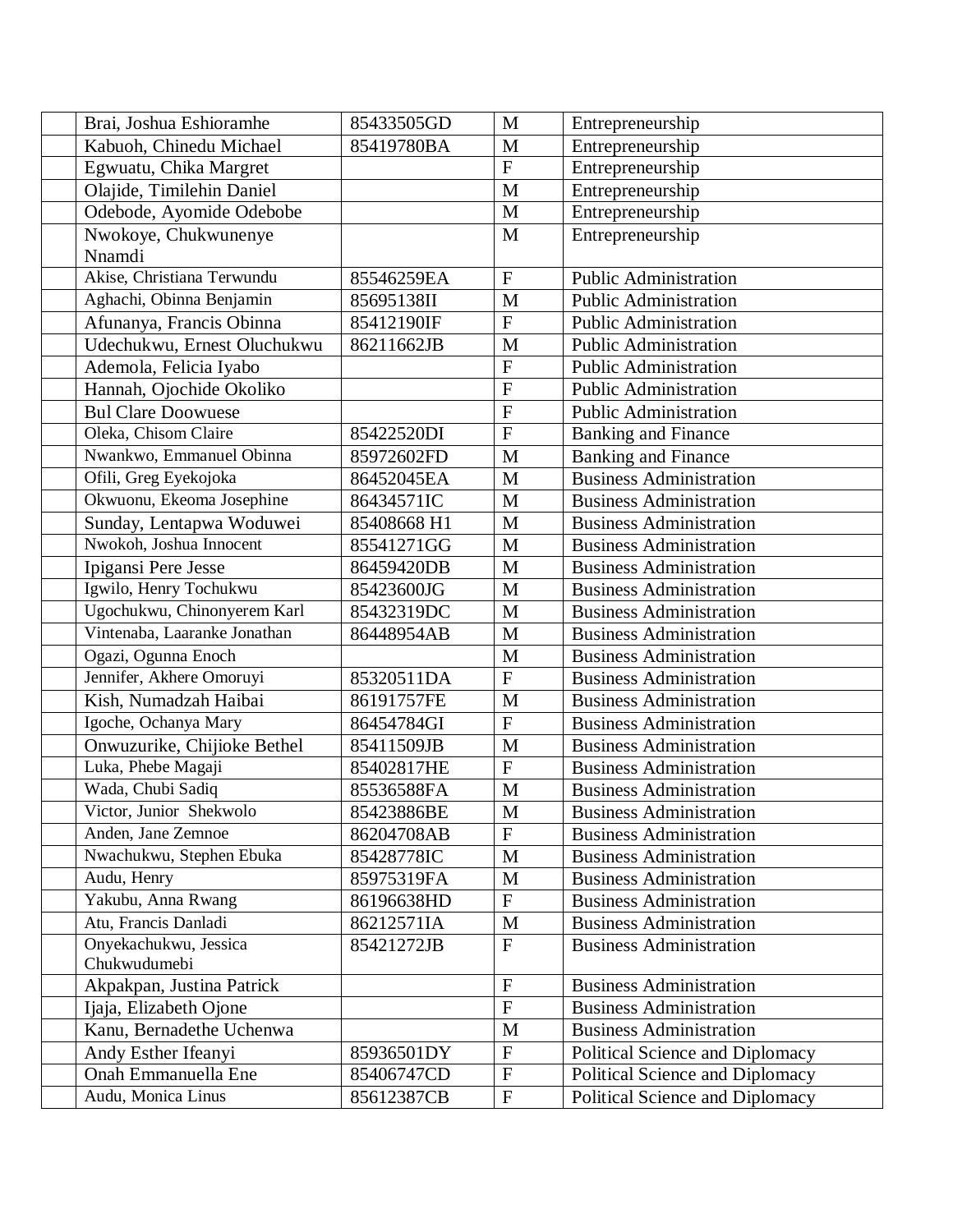| | | | | |
|---|---|---|---|---|
| | Brai, Joshua Eshioramhe | 85433505GD | M | Entrepreneurship |
| | Kabuoh, Chinedu Michael | 85419780BA | M | Entrepreneurship |
| | Egwuatu, Chika Margret | | F | Entrepreneurship |
| | Olajide, Timilehin Daniel | | M | Entrepreneurship |
| | Odebode, Ayomide Odebobe | | M | Entrepreneurship |
| | Nwokoye, Chukwunenye Nnamdi | | M | Entrepreneurship |
| | Akise, Christiana Terwundu | 85546259EA | F | Public Administration |
| | Aghachi, Obinna Benjamin | 85695138II | M | Public Administration |
| | Afunanya, Francis Obinna | 85412190IF | F | Public Administration |
| | Udechukwu, Ernest Oluchukwu | 86211662JB | M | Public Administration |
| | Ademola, Felicia Iyabo | | F | Public Administration |
| | Hannah, Ojochide Okoliko | | F | Public Administration |
| | Bul Clare Doowuese | | F | Public Administration |
| | Oleka, Chisom Claire | 85422520DI | F | Banking and Finance |
| | Nwankwo, Emmanuel Obinna | 85972602FD | M | Banking and Finance |
| | Ofili, Greg Eyekojoka | 86452045EA | M | Business Administration |
| | Okwuonu, Ekeoma Josephine | 86434571IC | M | Business Administration |
| | Sunday, Lentapwa Woduwei | 85408668 H1 | M | Business Administration |
| | Nwokoh, Joshua Innocent | 85541271GG | M | Business Administration |
| | Ipigansi Pere Jesse | 86459420DB | M | Business Administration |
| | Igwilo, Henry Tochukwu | 85423600JG | M | Business Administration |
| | Ugochukwu, Chinonyerem Karl | 85432319DC | M | Business Administration |
| | Vintenaba, Laaranke Jonathan | 86448954AB | M | Business Administration |
| | Ogazi, Ogunna Enoch | | M | Business Administration |
| | Jennifer, Akhere Omoruyi | 85320511DA | F | Business Administration |
| | Kish, Numadzah Haibai | 86191757FE | M | Business Administration |
| | Igoche, Ochanya Mary | 86454784GI | F | Business Administration |
| | Onwuzurike, Chijioke Bethel | 85411509JB | M | Business Administration |
| | Luka, Phebe Magaji | 85402817HE | F | Business Administration |
| | Wada, Chubi Sadiq | 85536588FA | M | Business Administration |
| | Victor, Junior Shekwolo | 85423886BE | M | Business Administration |
| | Anden, Jane Zemnoe | 86204708AB | F | Business Administration |
| | Nwachukwu, Stephen Ebuka | 85428778IC | M | Business Administration |
| | Audu, Henry | 85975319FA | M | Business Administration |
| | Yakubu, Anna Rwang | 86196638HD | F | Business Administration |
| | Atu, Francis Danladi | 86212571IA | M | Business Administration |
| | Onyekachukwu, Jessica Chukwudumebi | 85421272JB | F | Business Administration |
| | Akpakpan, Justina Patrick | | F | Business Administration |
| | Ijaja, Elizabeth Ojone | | F | Business Administration |
| | Kanu, Bernadethe Uchenwa | | M | Business Administration |
| | Andy Esther Ifeanyi | 85936501DY | F | Political Science and Diplomacy |
| | Onah Emmanuella Ene | 85406747CD | F | Political Science and Diplomacy |
| | Audu, Monica Linus | 85612387CB | F | Political Science and Diplomacy |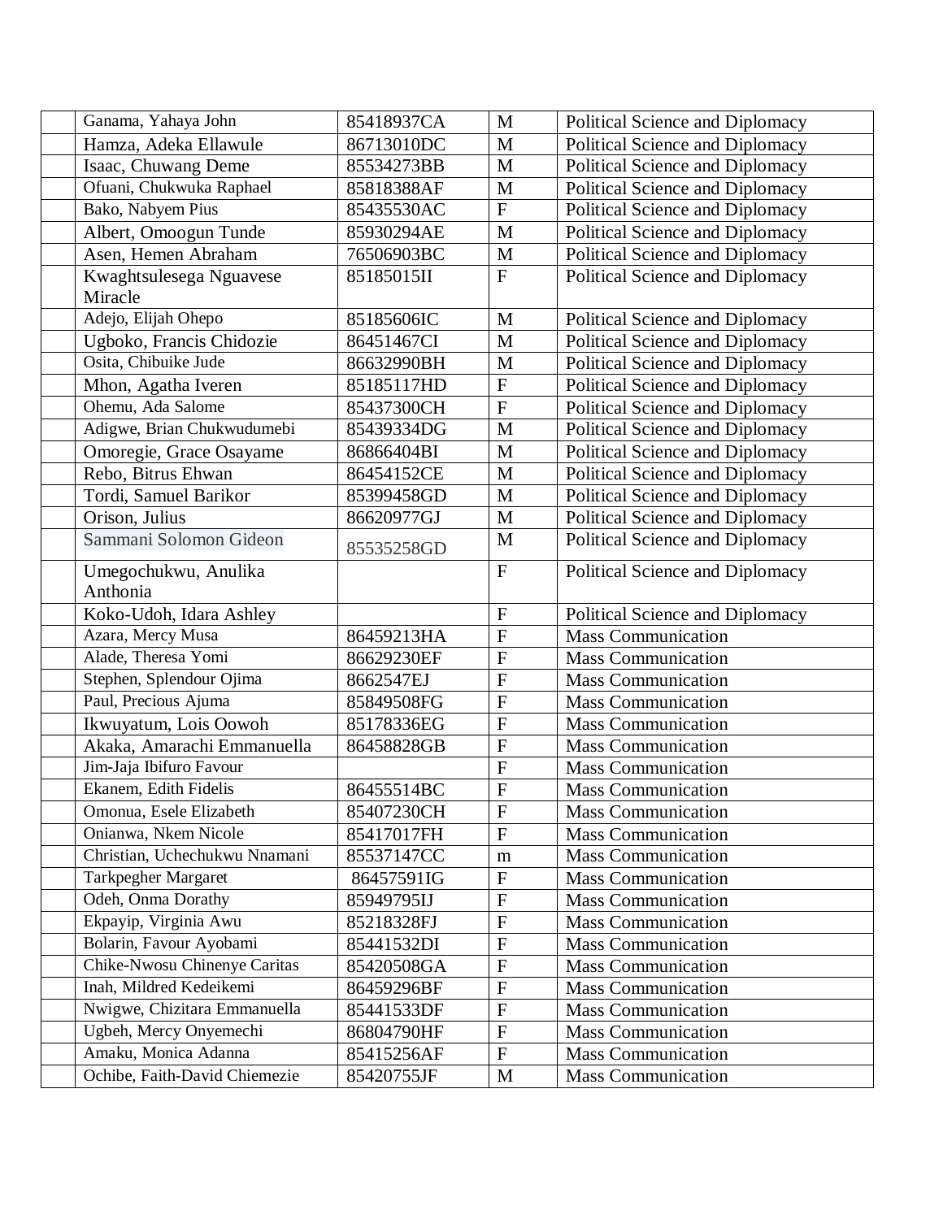|  |  |  |  |  |
|---|---|---|---|---|
|  | Ganama, Yahaya John | 85418937CA | M | Political Science and Diplomacy |
|  | Hamza, Adeka Ellawule | 86713010DC | M | Political Science and Diplomacy |
|  | Isaac, Chuwang Deme | 85534273BB | M | Political Science and Diplomacy |
|  | Ofuani, Chukwuka Raphael | 85818388AF | M | Political Science and Diplomacy |
|  | Bako, Nabyem Pius | 85435530AC | F | Political Science and Diplomacy |
|  | Albert, Omoogun Tunde | 85930294AE | M | Political Science and Diplomacy |
|  | Asen, Hemen Abraham | 76506903BC | M | Political Science and Diplomacy |
|  | Kwaghtsulesega Nguavese Miracle | 85185015II | F | Political Science and Diplomacy |
|  | Adejo, Elijah Ohepo | 85185606IC | M | Political Science and Diplomacy |
|  | Ugboko, Francis Chidozie | 86451467CI | M | Political Science and Diplomacy |
|  | Osita, Chibuike Jude | 86632990BH | M | Political Science and Diplomacy |
|  | Mhon, Agatha Iveren | 85185117HD | F | Political Science and Diplomacy |
|  | Ohemu, Ada Salome | 85437300CH | F | Political Science and Diplomacy |
|  | Adigwe, Brian Chukwudumebi | 85439334DG | M | Political Science and Diplomacy |
|  | Omoregie, Grace Osayame | 86866404BI | M | Political Science and Diplomacy |
|  | Rebo, Bitrus Ehwan | 86454152CE | M | Political Science and Diplomacy |
|  | Tordi, Samuel Barikor | 85399458GD | M | Political Science and Diplomacy |
|  | Orison, Julius | 86620977GJ | M | Political Science and Diplomacy |
|  | Sammani Solomon Gideon | 85535258GD | M | Political Science and Diplomacy |
|  | Umegochukwu, Anulika Anthonia |  | F | Political Science and Diplomacy |
|  | Koko-Udoh, Idara Ashley |  | F | Political Science and Diplomacy |
|  | Azara, Mercy Musa | 86459213HA | F | Mass Communication |
|  | Alade, Theresa Yomi | 86629230EF | F | Mass Communication |
|  | Stephen, Splendour Ojima | 8662547EJ | F | Mass Communication |
|  | Paul, Precious Ajuma | 85849508FG | F | Mass Communication |
|  | Ikwuyatum, Lois Oowoh | 85178336EG | F | Mass Communication |
|  | Akaka, Amarachi Emmanuella | 86458828GB | F | Mass Communication |
|  | Jim-Jaja Ibifuro Favour |  | F | Mass Communication |
|  | Ekanem, Edith Fidelis | 86455514BC | F | Mass Communication |
|  | Omonua, Esele Elizabeth | 85407230CH | F | Mass Communication |
|  | Onianwa, Nkem Nicole | 85417017FH | F | Mass Communication |
|  | Christian, Uchechukwu Nnamani | 85537147CC | m | Mass Communication |
|  | Tarkpegher Margaret | 86457591IG | F | Mass Communication |
|  | Odeh, Onma Dorathy | 85949795IJ | F | Mass Communication |
|  | Ekpayip, Virginia Awu | 85218328FJ | F | Mass Communication |
|  | Bolarin, Favour Ayobami | 85441532DI | F | Mass Communication |
|  | Chike-Nwosu Chinenye Caritas | 85420508GA | F | Mass Communication |
|  | Inah, Mildred Kedeikemi | 86459296BF | F | Mass Communication |
|  | Nwigwe, Chizitara Emmanuella | 85441533DF | F | Mass Communication |
|  | Ugbeh, Mercy Onyemechi | 86804790HF | F | Mass Communication |
|  | Amaku, Monica Adanna | 85415256AF | F | Mass Communication |
|  | Ochibe, Faith-David Chiemezie | 85420755JF | M | Mass Communication |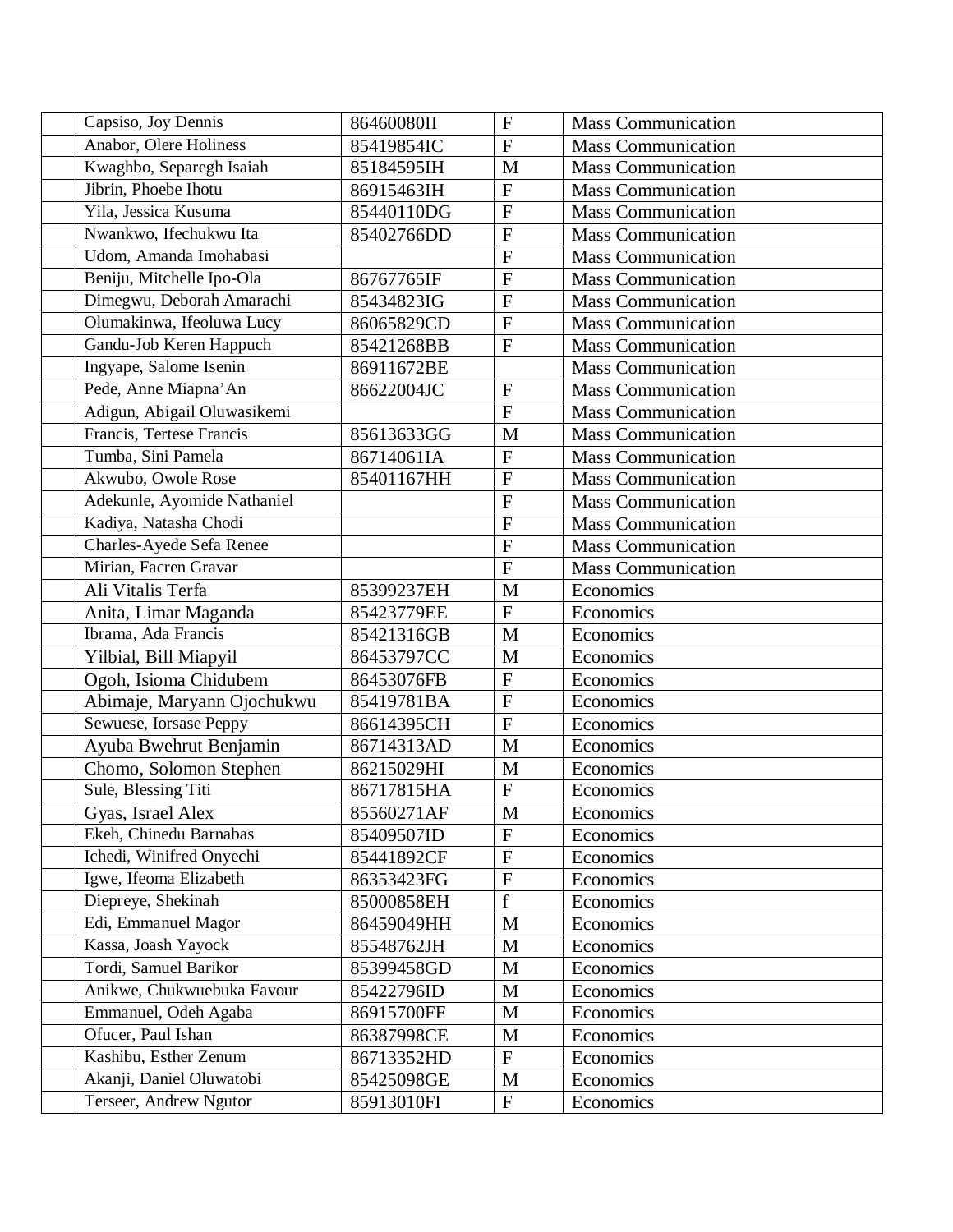|  |  |  |  |  |
|---|---|---|---|---|
|  | Capsiso, Joy Dennis | 86460080II | F | Mass Communication |
|  | Anabor, Olere Holiness | 85419854IC | F | Mass Communication |
|  | Kwaghbo, Separegh Isaiah | 85184595IH | M | Mass Communication |
|  | Jibrin, Phoebe Ihotu | 86915463IH | F | Mass Communication |
|  | Yila, Jessica Kusuma | 85440110DG | F | Mass Communication |
|  | Nwankwo, Ifechukwu Ita | 85402766DD | F | Mass Communication |
|  | Udom, Amanda Imohabasi |  | F | Mass Communication |
|  | Beniju, Mitchelle Ipo-Ola | 86767765IF | F | Mass Communication |
|  | Dimegwu, Deborah Amarachi | 85434823IG | F | Mass Communication |
|  | Olumakinwa, Ifeoluwa Lucy | 86065829CD | F | Mass Communication |
|  | Gandu-Job Keren Happuch | 85421268BB | F | Mass Communication |
|  | Ingyape, Salome Isenin | 86911672BE |  | Mass Communication |
|  | Pede, Anne Miapna'An | 86622004JC | F | Mass Communication |
|  | Adigun, Abigail Oluwasikemi |  | F | Mass Communication |
|  | Francis, Tertese Francis | 85613633GG | M | Mass Communication |
|  | Tumba, Sini Pamela | 86714061IA | F | Mass Communication |
|  | Akwubo, Owole Rose | 85401167HH | F | Mass Communication |
|  | Adekunle, Ayomide Nathaniel |  | F | Mass Communication |
|  | Kadiya, Natasha Chodi |  | F | Mass Communication |
|  | Charles-Ayede Sefa Renee |  | F | Mass Communication |
|  | Mirian, Facren Gravar |  | F | Mass Communication |
|  | Ali Vitalis Terfa | 85399237EH | M | Economics |
|  | Anita, Limar Maganda | 85423779EE | F | Economics |
|  | Ibrama, Ada Francis | 85421316GB | M | Economics |
|  | Yilbial, Bill Miapyil | 86453797CC | M | Economics |
|  | Ogoh, Isioma Chidubem | 86453076FB | F | Economics |
|  | Abimaje, Maryann Ojochukwu | 85419781BA | F | Economics |
|  | Sewuese, Iorsase Peppy | 86614395CH | F | Economics |
|  | Ayuba Bwehrut Benjamin | 86714313AD | M | Economics |
|  | Chomo, Solomon Stephen | 86215029HI | M | Economics |
|  | Sule, Blessing Titi | 86717815HA | F | Economics |
|  | Gyas, Israel Alex | 85560271AF | M | Economics |
|  | Ekeh, Chinedu Barnabas | 85409507ID | F | Economics |
|  | Ichedi, Winifred Onyechi | 85441892CF | F | Economics |
|  | Igwe, Ifeoma Elizabeth | 86353423FG | F | Economics |
|  | Diepreye, Shekinah | 85000858EH | f | Economics |
|  | Edi, Emmanuel Magor | 86459049HH | M | Economics |
|  | Kassa, Joash Yayock | 85548762JH | M | Economics |
|  | Tordi, Samuel Barikor | 85399458GD | M | Economics |
|  | Anikwe, Chukwuebuka Favour | 85422796ID | M | Economics |
|  | Emmanuel, Odeh Agaba | 86915700FF | M | Economics |
|  | Ofucer, Paul Ishan | 86387998CE | M | Economics |
|  | Kashibu, Esther Zenum | 86713352HD | F | Economics |
|  | Akanji, Daniel Oluwatobi | 85425098GE | M | Economics |
|  | Terseer, Andrew Ngutor | 85913010FI | F | Economics |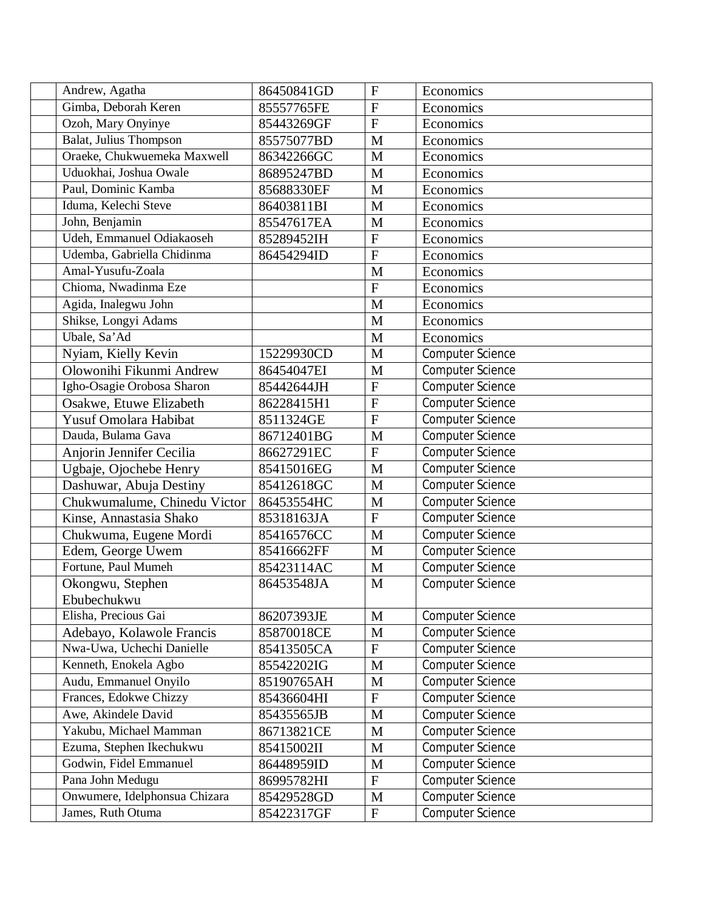| | | | | |
|---|---|---|---|---|
| | Andrew, Agatha | 86450841GD | F | Economics |
| | Gimba, Deborah Keren | 85557765FE | F | Economics |
| | Ozoh, Mary Onyinye | 85443269GF | F | Economics |
| | Balat, Julius Thompson | 85575077BD | M | Economics |
| | Oraeke, Chukwuemeka Maxwell | 86342266GC | M | Economics |
| | Uduokhai, Joshua Owale | 86895247BD | M | Economics |
| | Paul, Dominic Kamba | 85688330EF | M | Economics |
| | Iduma, Kelechi Steve | 86403811BI | M | Economics |
| | John, Benjamin | 85547617EA | M | Economics |
| | Udeh, Emmanuel Odiakaoseh | 85289452IH | F | Economics |
| | Udemba, Gabriella Chidinma | 86454294ID | F | Economics |
| | Amal-Yusufu-Zoala | | M | Economics |
| | Chioma, Nwadinma Eze | | F | Economics |
| | Agida, Inalegwu John | | M | Economics |
| | Shikse, Longyi Adams | | M | Economics |
| | Ubale, Sa'Ad | | M | Economics |
| | Nyiam, Kielly Kevin | 15229930CD | M | Computer Science |
| | Olowonihi Fikunmi Andrew | 86454047EI | M | Computer Science |
| | Igho-Osagie Orobosa Sharon | 85442644JH | F | Computer Science |
| | Osakwe, Etuwe Elizabeth | 86228415H1 | F | Computer Science |
| | Yusuf Omolara Habibat | 8511324GE | F | Computer Science |
| | Dauda, Bulama Gava | 86712401BG | M | Computer Science |
| | Anjorin Jennifer Cecilia | 86627291EC | F | Computer Science |
| | Ugbaje, Ojochebe Henry | 85415016EG | M | Computer Science |
| | Dashuwar, Abuja Destiny | 85412618GC | M | Computer Science |
| | Chukwumalume, Chinedu Victor | 86453554HC | M | Computer Science |
| | Kinse, Annastasia Shako | 85318163JA | F | Computer Science |
| | Chukwuma, Eugene Mordi | 85416576CC | M | Computer Science |
| | Edem, George Uwem | 85416662FF | M | Computer Science |
| | Fortune, Paul Mumeh | 85423114AC | M | Computer Science |
| | Okongwu, Stephen Ebubechukwu | 86453548JA | M | Computer Science |
| | Elisha, Precious Gai | 86207393JE | M | Computer Science |
| | Adebayo, Kolawole Francis | 85870018CE | M | Computer Science |
| | Nwa-Uwa, Uchechi Danielle | 85413505CA | F | Computer Science |
| | Kenneth, Enokela Agbo | 85542202IG | M | Computer Science |
| | Audu, Emmanuel Onyilo | 85190765AH | M | Computer Science |
| | Frances, Edokwe Chizzy | 85436604HI | F | Computer Science |
| | Awe, Akindele David | 85435565JB | M | Computer Science |
| | Yakubu, Michael Mamman | 86713821CE | M | Computer Science |
| | Ezuma, Stephen Ikechukwu | 85415002II | M | Computer Science |
| | Godwin, Fidel Emmanuel | 86448959ID | M | Computer Science |
| | Pana John Medugu | 86995782HI | F | Computer Science |
| | Onwumere, Idelphonsua Chizara | 85429528GD | M | Computer Science |
| | James, Ruth Otuma | 85422317GF | F | Computer Science |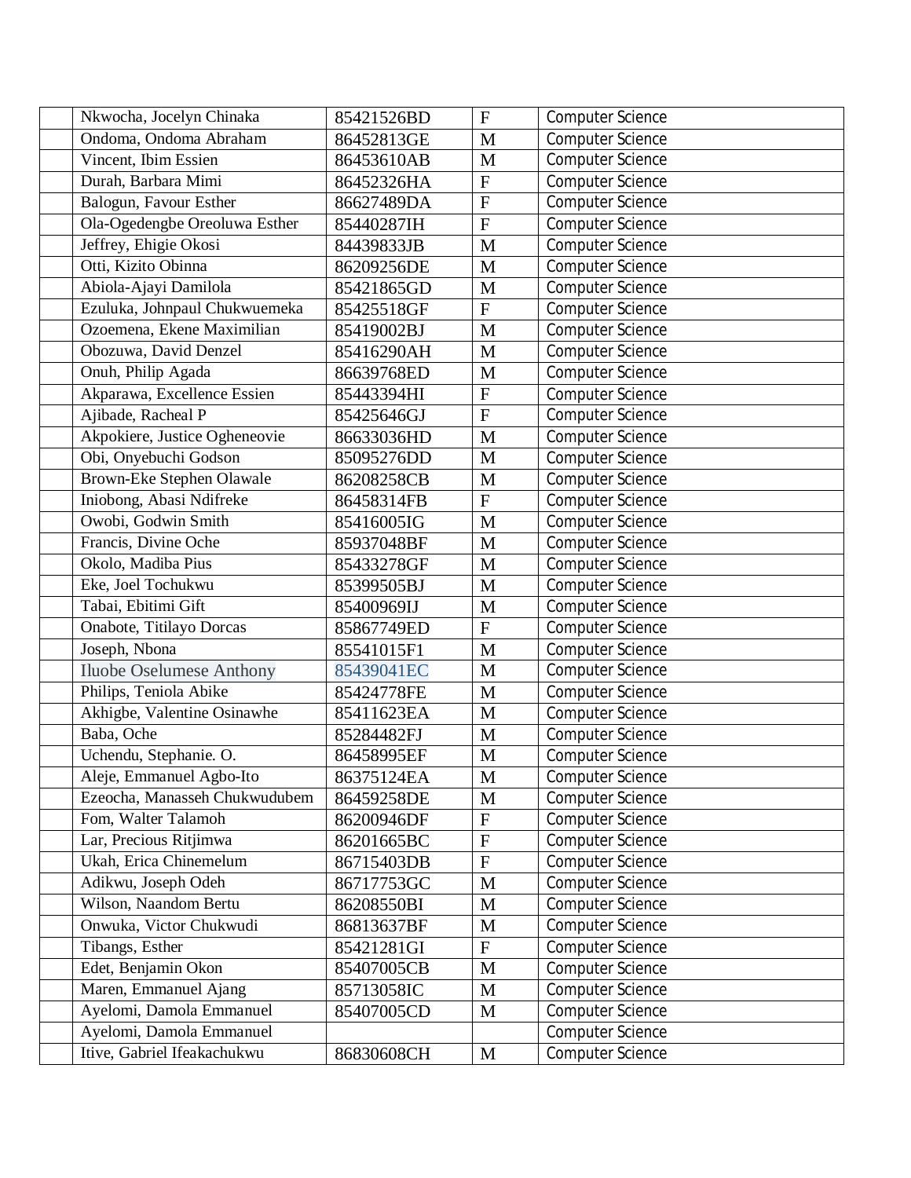| | | | | |
|---|---|---|---|---|
| | Nkwocha, Jocelyn Chinaka | 85421526BD | F | Computer Science |
| | Ondoma, Ondoma Abraham | 86452813GE | M | Computer Science |
| | Vincent, Ibim Essien | 86453610AB | M | Computer Science |
| | Durah, Barbara Mimi | 86452326HA | F | Computer Science |
| | Balogun, Favour Esther | 86627489DA | F | Computer Science |
| | Ola-Ogedengbe Oreoluwa Esther | 85440287IH | F | Computer Science |
| | Jeffrey, Ehigie Okosi | 84439833JB | M | Computer Science |
| | Otti, Kizito Obinna | 86209256DE | M | Computer Science |
| | Abiola-Ajayi Damilola | 85421865GD | M | Computer Science |
| | Ezuluka, Johnpaul Chukwuemeka | 85425518GF | F | Computer Science |
| | Ozoemena, Ekene Maximilian | 85419002BJ | M | Computer Science |
| | Obozuwa, David Denzel | 85416290AH | M | Computer Science |
| | Onuh, Philip Agada | 86639768ED | M | Computer Science |
| | Akparawa, Excellence Essien | 85443394HI | F | Computer Science |
| | Ajibade, Racheal P | 85425646GJ | F | Computer Science |
| | Akpokiere, Justice Ogheneovie | 86633036HD | M | Computer Science |
| | Obi, Onyebuchi Godson | 85095276DD | M | Computer Science |
| | Brown-Eke Stephen Olawale | 86208258CB | M | Computer Science |
| | Iniobong, Abasi Ndifreke | 86458314FB | F | Computer Science |
| | Owobi, Godwin Smith | 85416005IG | M | Computer Science |
| | Francis, Divine Oche | 85937048BF | M | Computer Science |
| | Okolo, Madiba Pius | 85433278GF | M | Computer Science |
| | Eke, Joel Tochukwu | 85399505BJ | M | Computer Science |
| | Tabai, Ebitimi Gift | 85400969IJ | M | Computer Science |
| | Onabote, Titilayo Dorcas | 85867749ED | F | Computer Science |
| | Joseph, Nbona | 85541015F1 | M | Computer Science |
| | Iluobe Oselumese Anthony | 85439041EC | M | Computer Science |
| | Philips, Teniola Abike | 85424778FE | M | Computer Science |
| | Akhigbe, Valentine Osinawhe | 85411623EA | M | Computer Science |
| | Baba, Oche | 85284482FJ | M | Computer Science |
| | Uchendu, Stephanie. O. | 86458995EF | M | Computer Science |
| | Aleje, Emmanuel Agbo-Ito | 86375124EA | M | Computer Science |
| | Ezeocha, Manasseh Chukwudubem | 86459258DE | M | Computer Science |
| | Fom, Walter Talamoh | 86200946DF | F | Computer Science |
| | Lar, Precious Ritjimwa | 86201665BC | F | Computer Science |
| | Ukah, Erica Chinemelum | 86715403DB | F | Computer Science |
| | Adikwu, Joseph Odeh | 86717753GC | M | Computer Science |
| | Wilson, Naandom Bertu | 86208550BI | M | Computer Science |
| | Onwuka, Victor Chukwudi | 86813637BF | M | Computer Science |
| | Tibangs, Esther | 85421281GI | F | Computer Science |
| | Edet, Benjamin Okon | 85407005CB | M | Computer Science |
| | Maren, Emmanuel Ajang | 85713058IC | M | Computer Science |
| | Ayelomi, Damola Emmanuel | 85407005CD | M | Computer Science |
| | Ayelomi, Damola Emmanuel | | | Computer Science |
| | Itive, Gabriel Ifeakachukwu | 86830608CH | M | Computer Science |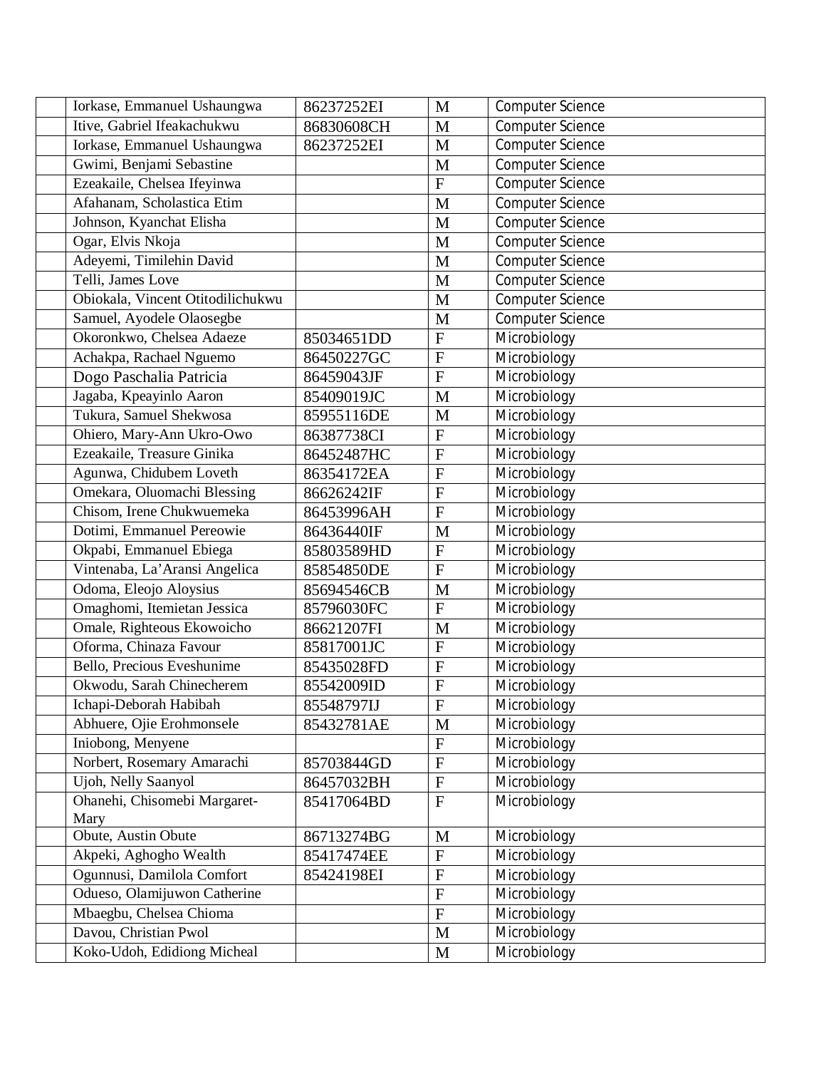| | | | | |
|---|---|---|---|---|
| | Iorkase, Emmanuel Ushaungwa | 86237252EI | M | Computer Science |
| | Itive, Gabriel Ifeakachukwu | 86830608CH | M | Computer Science |
| | Iorkase, Emmanuel Ushaungwa | 86237252EI | M | Computer Science |
| | Gwimi, Benjami Sebastine | | M | Computer Science |
| | Ezeakaile, Chelsea Ifeyinwa | | F | Computer Science |
| | Afahanam, Scholastica Etim | | M | Computer Science |
| | Johnson, Kyanchat Elisha | | M | Computer Science |
| | Ogar, Elvis Nkoja | | M | Computer Science |
| | Adeyemi, Timilehin David | | M | Computer Science |
| | Telli, James Love | | M | Computer Science |
| | Obiokala, Vincent Otitodilichukwu | | M | Computer Science |
| | Samuel, Ayodele Olaosegbe | | M | Computer Science |
| | Okoronkwo, Chelsea Adaeze | 85034651DD | F | Microbiology |
| | Achakpa, Rachael Nguemo | 86450227GC | F | Microbiology |
| | Dogo Paschalia Patricia | 86459043JF | F | Microbiology |
| | Jagaba, Kpeayinlo Aaron | 85409019JC | M | Microbiology |
| | Tukura, Samuel Shekwosa | 85955116DE | M | Microbiology |
| | Ohiero, Mary-Ann Ukro-Owo | 86387738CI | F | Microbiology |
| | Ezeakaile, Treasure Ginika | 86452487HC | F | Microbiology |
| | Agunwa, Chidubem Loveth | 86354172EA | F | Microbiology |
| | Omekara, Oluomachi Blessing | 86626242IF | F | Microbiology |
| | Chisom, Irene Chukwuemeka | 86453996AH | F | Microbiology |
| | Dotimi, Emmanuel Pereowie | 86436440IF | M | Microbiology |
| | Okpabi, Emmanuel Ebiega | 85803589HD | F | Microbiology |
| | Vintenaba, La'Aransi Angelica | 85854850DE | F | Microbiology |
| | Odoma, Eleojo Aloysius | 85694546CB | M | Microbiology |
| | Omaghomi, Itemietan Jessica | 85796030FC | F | Microbiology |
| | Omale, Righteous Ekowoicho | 86621207FI | M | Microbiology |
| | Oforma, Chinaza Favour | 85817001JC | F | Microbiology |
| | Bello, Precious Eveshunime | 85435028FD | F | Microbiology |
| | Okwodu, Sarah Chinecherem | 85542009ID | F | Microbiology |
| | Ichapi-Deborah Habibah | 85548797IJ | F | Microbiology |
| | Abhuere, Ojie Erohmonsele | 85432781AE | M | Microbiology |
| | Iniobong, Menyene | | F | Microbiology |
| | Norbert, Rosemary Amarachi | 85703844GD | F | Microbiology |
| | Ujoh, Nelly Saanyol | 86457032BH | F | Microbiology |
| | Ohanehi, Chisomebi Margaret-Mary | 85417064BD | F | Microbiology |
| | Obute, Austin Obute | 86713274BG | M | Microbiology |
| | Akpeki, Aghogho Wealth | 85417474EE | F | Microbiology |
| | Ogunnusi, Damilola Comfort | 85424198EI | F | Microbiology |
| | Odueso, Olamijuwon Catherine | | F | Microbiology |
| | Mbaegbu, Chelsea Chioma | | F | Microbiology |
| | Davou, Christian Pwol | | M | Microbiology |
| | Koko-Udoh, Edidiong Micheal | | M | Microbiology |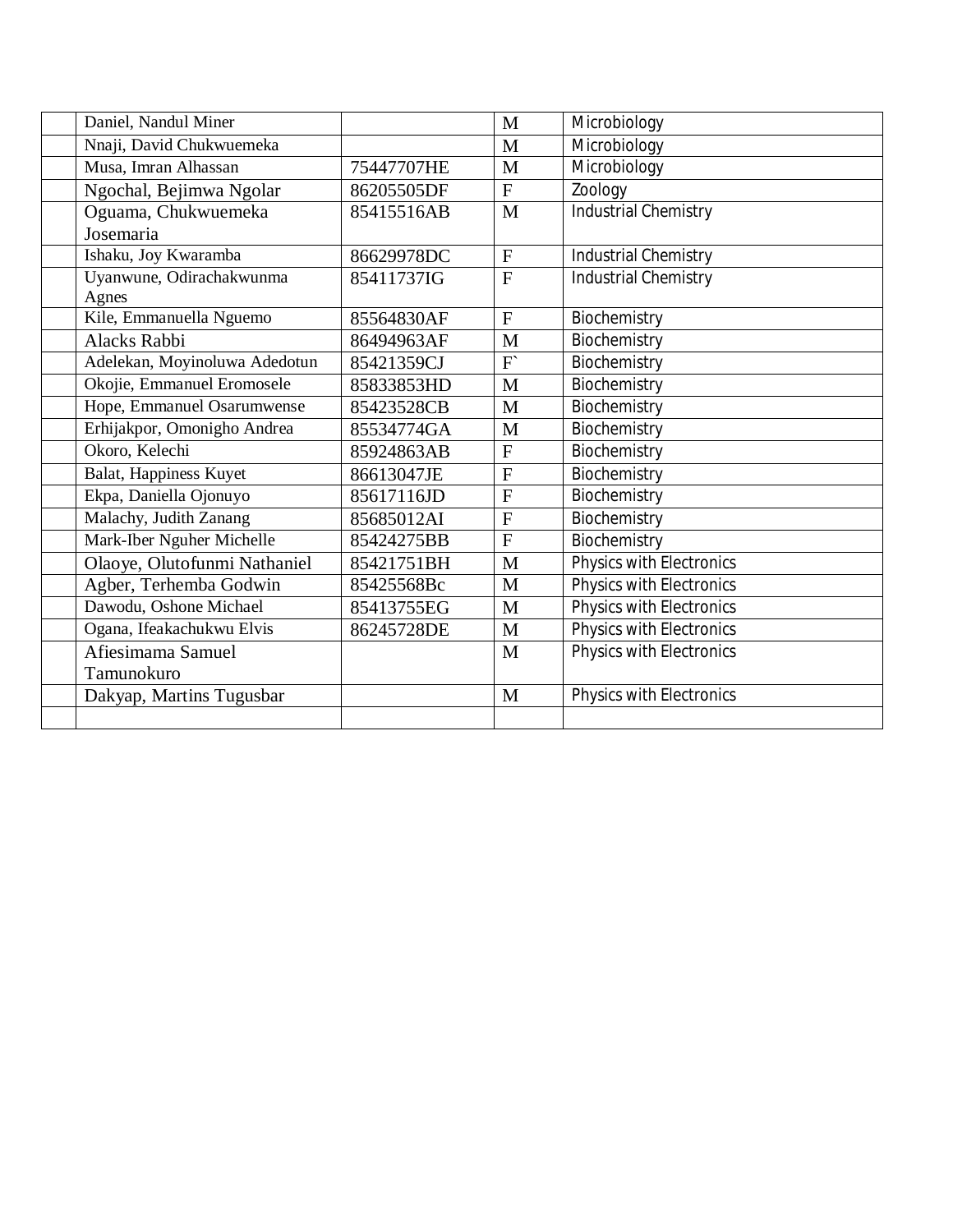| | | | | |
|---|---|---|---|---|
| | Daniel, Nandul Miner | | M | Microbiology |
| | Nnaji, David Chukwuemeka | | M | Microbiology |
| | Musa, Imran Alhassan | 75447707HE | M | Microbiology |
| | Ngochal, Bejimwa Ngolar | 86205505DF | F | Zoology |
| | Oguama, Chukwuemeka Josemaria | 85415516AB | M | Industrial Chemistry |
| | Ishaku, Joy Kwaramba | 86629978DC | F | Industrial Chemistry |
| | Uyanwune, Odirachakwunma Agnes | 85411737IG | F | Industrial Chemistry |
| | Kile, Emmanuella Nguemo | 85564830AF | F | Biochemistry |
| | Alacks Rabbi | 86494963AF | M | Biochemistry |
| | Adelekan, Moyinoluwa Adedotun | 85421359CJ | F` | Biochemistry |
| | Okojie, Emmanuel Eromosele | 85833853HD | M | Biochemistry |
| | Hope, Emmanuel Osarumwense | 85423528CB | M | Biochemistry |
| | Erhijakpor, Omonigho Andrea | 85534774GA | M | Biochemistry |
| | Okoro, Kelechi | 85924863AB | F | Biochemistry |
| | Balat, Happiness Kuyet | 86613047JE | F | Biochemistry |
| | Ekpa, Daniella Ojonuyo | 85617116JD | F | Biochemistry |
| | Malachy, Judith Zanang | 85685012AI | F | Biochemistry |
| | Mark-Iber Nguher Michelle | 85424275BB | F | Biochemistry |
| | Olaoye, Olutofunmi Nathaniel | 85421751BH | M | Physics with Electronics |
| | Agber, Terhemba Godwin | 85425568Bc | M | Physics with Electronics |
| | Dawodu, Oshone Michael | 85413755EG | M | Physics with Electronics |
| | Ogana, Ifeakachukwu Elvis | 86245728DE | M | Physics with Electronics |
| | Afiesimama Samuel Tamunokuro | | M | Physics with Electronics |
| | Dakyap, Martins Tugusbar | | M | Physics with Electronics |
| | | | | |